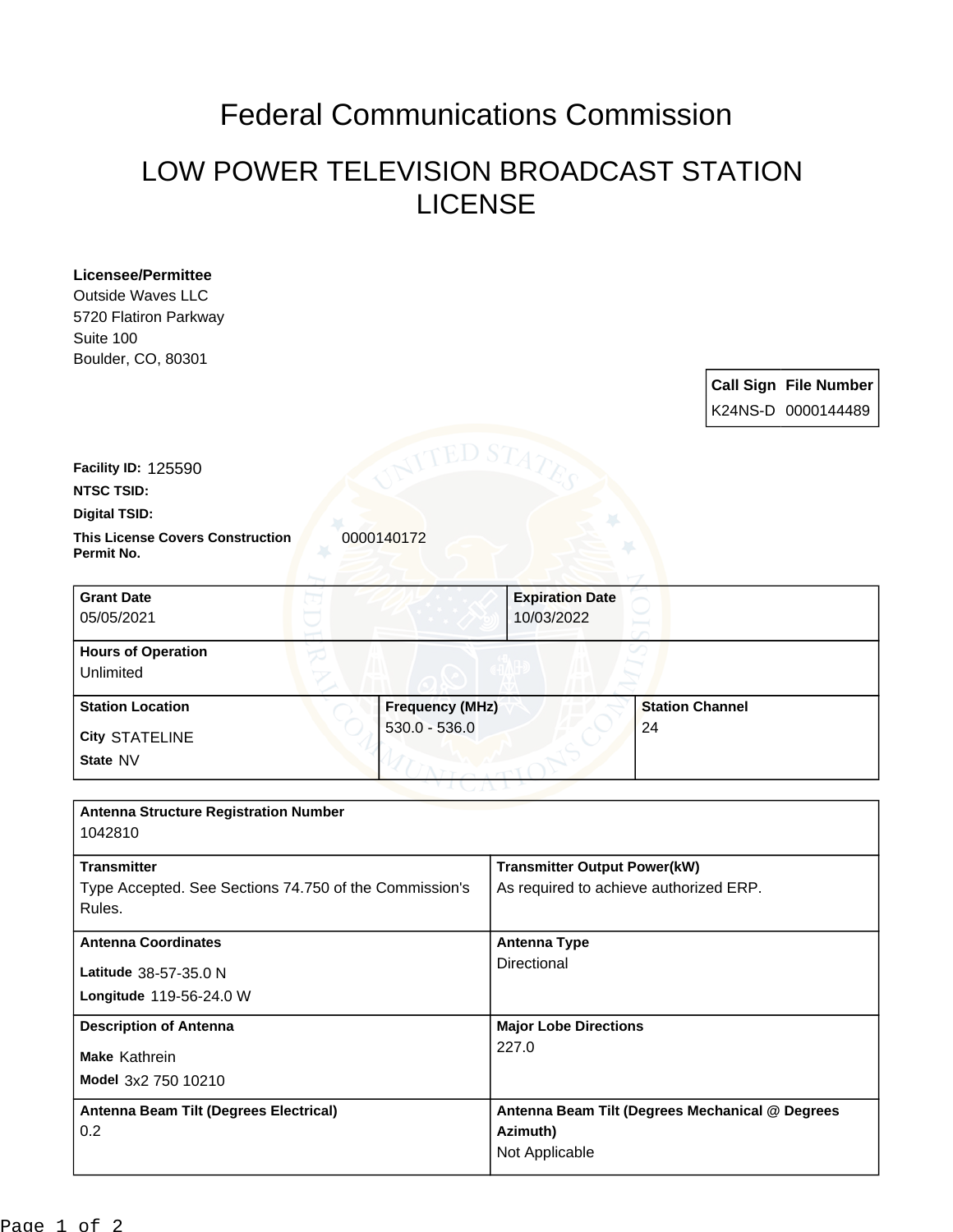# Federal Communications Commission

## LOW POWER TELEVISION BROADCAST STATION LICENSE

**Licensee/Permittee**
Outside Waves LLC
5720 Flatiron Parkway
Suite 100
Boulder, CO, 80301

| Call Sign | File Number |
| --- | --- |
| K24NS-D | 0000144489 |

**Facility ID:** 125590

**NTSC TSID:**

**Digital TSID:**

**This License Covers Construction Permit No.** 0000140172

| Grant Date | Expiration Date |
| --- | --- |
| 05/05/2021 | 10/03/2022 |

**Hours of Operation**
Unlimited

| Station Location | Frequency (MHz) | Station Channel |
| --- | --- | --- |
| City STATELINE<br>State NV | 530.0 - 536.0 | 24 |

**Antenna Structure Registration Number**
1042810

| Transmitter | Transmitter Output Power(kW) |
| --- | --- |
| Type Accepted. See Sections 74.750 of the Commission's Rules. | As required to achieve authorized ERP. |

| Antenna Coordinates | Antenna Type |
| --- | --- |
| Latitude 38-57-35.0 N<br>Longitude 119-56-24.0 W | Directional |

| Description of Antenna | Major Lobe Directions |
| --- | --- |
| Make Kathrein<br>Model 3x2 750 10210 | 227.0 |

| Antenna Beam Tilt (Degrees Electrical) | Antenna Beam Tilt (Degrees Mechanical @ Degrees Azimuth) |
| --- | --- |
| 0.2 | Not Applicable |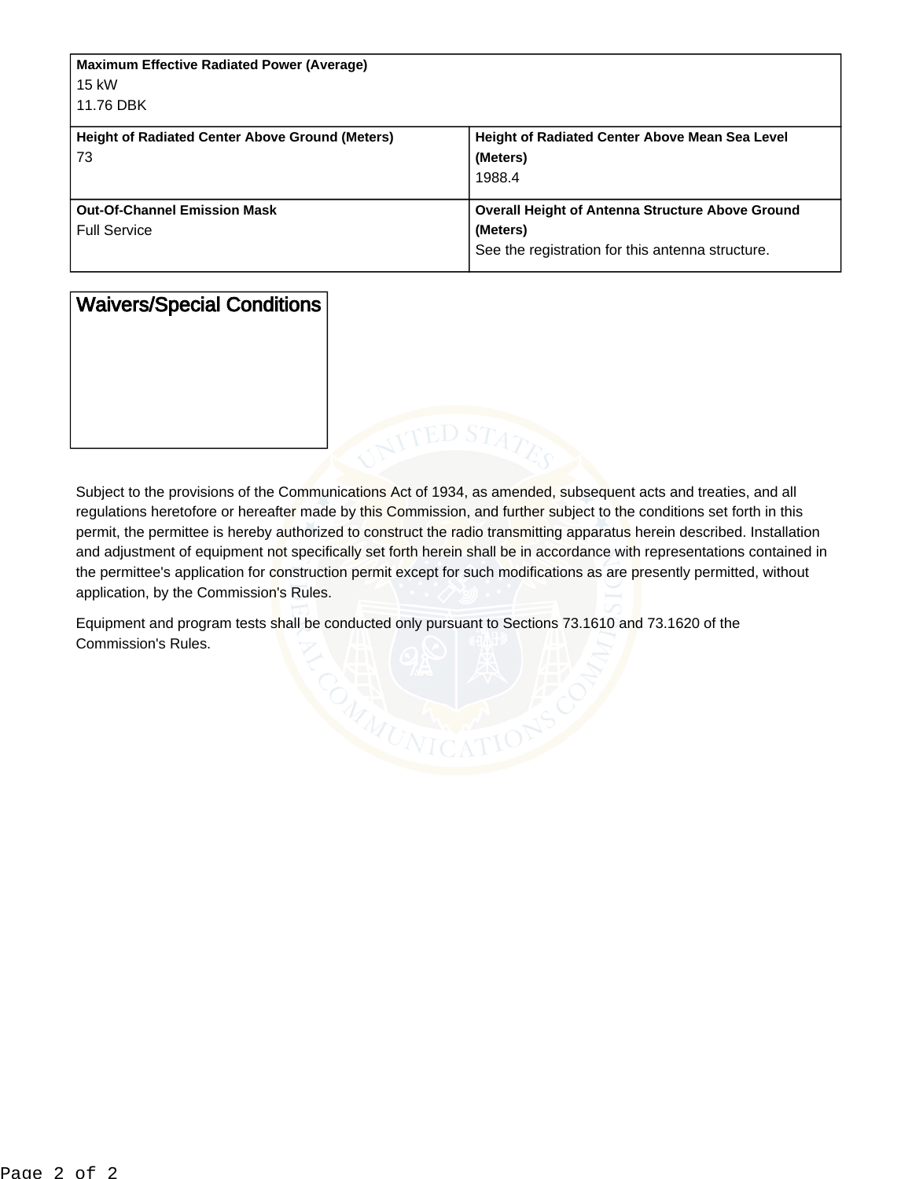| | |
|---|---|
| **Maximum Effective Radiated Power (Average)**<br>15 kW<br>11.76 DBK | |
| **Height of Radiated Center Above Ground (Meters)**<br>73 | **Height of Radiated Center Above Mean Sea Level (Meters)**<br>1988.4 |
| **Out-Of-Channel Emission Mask**<br>Full Service | **Overall Height of Antenna Structure Above Ground (Meters)**<br>See the registration for this antenna structure. |

## Waivers/Special Conditions

Subject to the provisions of the Communications Act of 1934, as amended, subsequent acts and treaties, and all regulations heretofore or hereafter made by this Commission, and further subject to the conditions set forth in this permit, the permittee is hereby authorized to construct the radio transmitting apparatus herein described. Installation and adjustment of equipment not specifically set forth herein shall be in accordance with representations contained in the permittee's application for construction permit except for such modifications as are presently permitted, without application, by the Commission's Rules.

Equipment and program tests shall be conducted only pursuant to Sections 73.1610 and 73.1620 of the Commission's Rules.